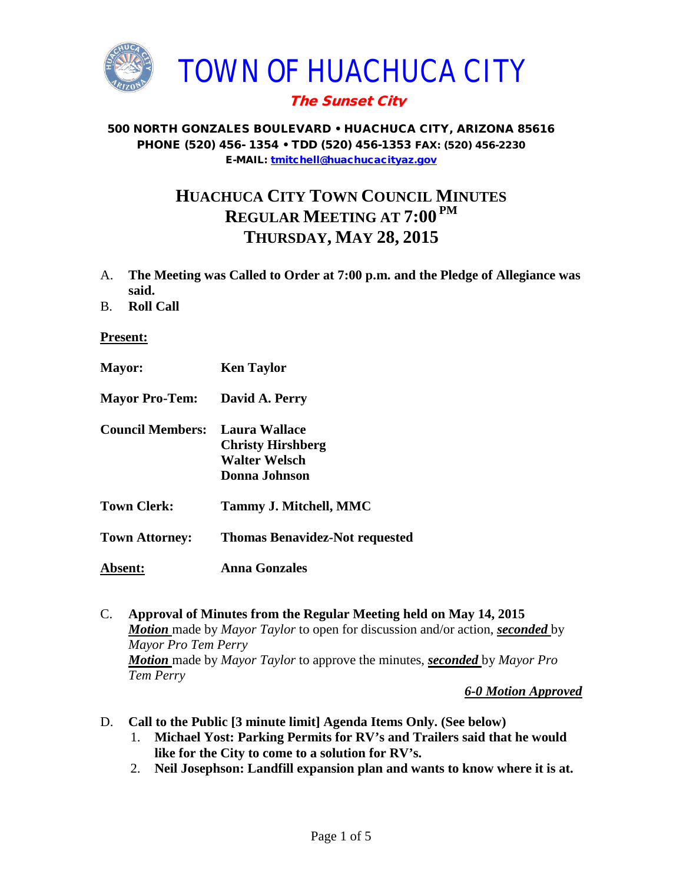# TOWN OF HUACHUCA CITY

***The Sunset City***

**500 NORTH GONZALES BOULEVARD • HUACHUCA CITY, ARIZONA 85616**
**PHONE (520) 456- 1354 • TDD (520) 456-1353 FAX: (520) 456-2230**
**E-MAIL: tmitchell@huachucacityaz.gov**

## HUACHUCA CITY TOWN COUNCIL MINUTES
## REGULAR MEETING AT 7:00 PM
## THURSDAY, MAY 28, 2015

A. **The Meeting was Called to Order at 7:00 p.m. and the Pledge of Allegiance was said.**

B. **Roll Call**

**Present:**

**Mayor:** **Ken Taylor**

**Mayor Pro-Tem:** **David A. Perry**

**Council Members:** **Laura Wallace**
**Christy Hirshberg**
**Walter Welsch**
**Donna Johnson**

**Town Clerk:** **Tammy J. Mitchell, MMC**

**Town Attorney:** **Thomas Benavidez-Not requested**

**Absent:** **Anna Gonzales**

C. **Approval of Minutes from the Regular Meeting held on May 14, 2015**
***Motion*** made by *Mayor Taylor* to open for discussion and/or action, ***seconded*** by *Mayor Pro Tem Perry*
***Motion*** made by *Mayor Taylor* to approve the minutes, ***seconded*** by *Mayor Pro Tem Perry*

***6-0 Motion Approved***

D. **Call to the Public [3 minute limit] Agenda Items Only. (See below)**
   1. **Michael Yost: Parking Permits for RV's and Trailers said that he would like for the City to come to a solution for RV's.**
   2. **Neil Josephson: Landfill expansion plan and wants to know where it is at.**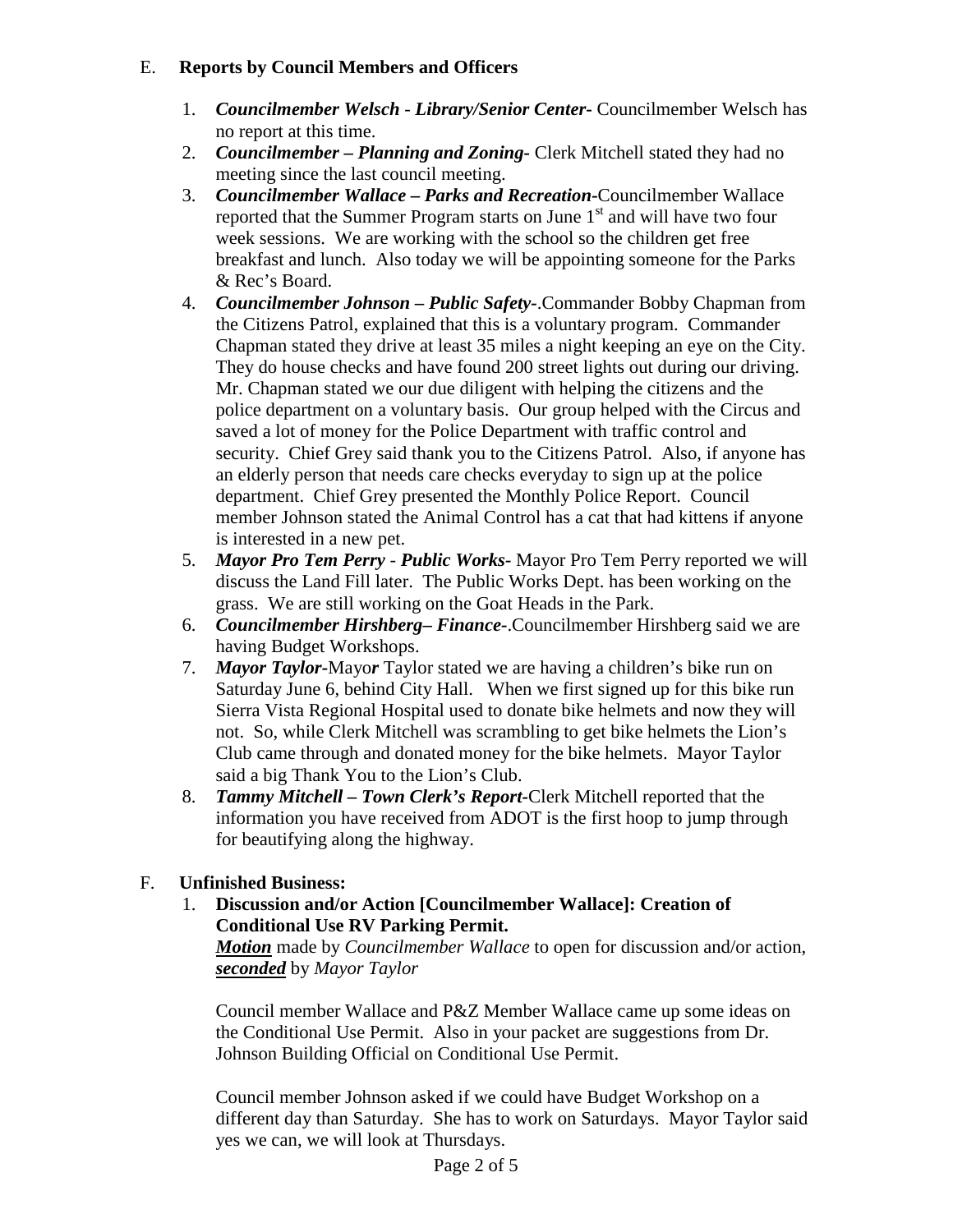E. **Reports by Council Members and Officers**

1. ***Councilmember Welsch*** - ***Library/Senior Center-*** Councilmember Welsch has no report at this time.
2. ***Councilmember – Planning and Zoning-*** Clerk Mitchell stated they had no meeting since the last council meeting.
3. ***Councilmember Wallace – Parks and Recreation-***Councilmember Wallace reported that the Summer Program starts on June 1st and will have two four week sessions. We are working with the school so the children get free breakfast and lunch. Also today we will be appointing someone for the Parks & Rec's Board.
4. ***Councilmember Johnson – Public Safety-***.Commander Bobby Chapman from the Citizens Patrol, explained that this is a voluntary program. Commander Chapman stated they drive at least 35 miles a night keeping an eye on the City. They do house checks and have found 200 street lights out during our driving. Mr. Chapman stated we our due diligent with helping the citizens and the police department on a voluntary basis. Our group helped with the Circus and saved a lot of money for the Police Department with traffic control and security. Chief Grey said thank you to the Citizens Patrol. Also, if anyone has an elderly person that needs care checks everyday to sign up at the police department. Chief Grey presented the Monthly Police Report. Council member Johnson stated the Animal Control has a cat that had kittens if anyone is interested in a new pet.
5. ***Mayor Pro Tem Perry*** - ***Public Works-*** Mayor Pro Tem Perry reported we will discuss the Land Fill later. The Public Works Dept. has been working on the grass. We are still working on the Goat Heads in the Park.
6. ***Councilmember Hirshberg– Finance-***.Councilmember Hirshberg said we are having Budget Workshops.
7. ***Mayor Taylor-***Mayo***r*** Taylor stated we are having a children's bike run on Saturday June 6, behind City Hall. When we first signed up for this bike run Sierra Vista Regional Hospital used to donate bike helmets and now they will not. So, while Clerk Mitchell was scrambling to get bike helmets the Lion's Club came through and donated money for the bike helmets. Mayor Taylor said a big Thank You to the Lion's Club.
8. ***Tammy Mitchell – Town Clerk's Report-***Clerk Mitchell reported that the information you have received from ADOT is the first hoop to jump through for beautifying along the highway.

F. **Unfinished Business:**

1. **Discussion and/or Action [Councilmember Wallace]: Creation of Conditional Use RV Parking Permit.**
   ***Motion*** made by *Councilmember Wallace* to open for discussion and/or action, ***seconded*** by *Mayor Taylor*

   Council member Wallace and P&Z Member Wallace came up some ideas on the Conditional Use Permit. Also in your packet are suggestions from Dr. Johnson Building Official on Conditional Use Permit.

   Council member Johnson asked if we could have Budget Workshop on a different day than Saturday. She has to work on Saturdays. Mayor Taylor said yes we can, we will look at Thursdays.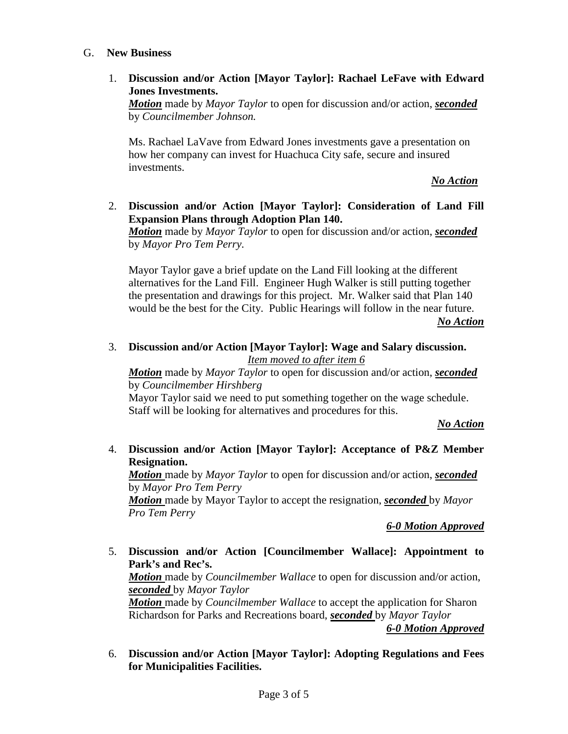G. **New Business**

1. **Discussion and/or Action [Mayor Taylor]: Rachael LeFave with Edward Jones Investments.**
   ***Motion*** made by *Mayor Taylor* to open for discussion and/or action, ***seconded*** by *Councilmember Johnson.*

   Ms. Rachael LaVave from Edward Jones investments gave a presentation on how her company can invest for Huachuca City safe, secure and insured investments.

   ***No Action***

2. **Discussion and/or Action [Mayor Taylor]: Consideration of Land Fill Expansion Plans through Adoption Plan 140.**
   ***Motion*** made by *Mayor Taylor* to open for discussion and/or action, ***seconded*** by *Mayor Pro Tem Perry*.

   Mayor Taylor gave a brief update on the Land Fill looking at the different alternatives for the Land Fill. Engineer Hugh Walker is still putting together the presentation and drawings for this project. Mr. Walker said that Plan 140 would be the best for the City. Public Hearings will follow in the near future.

   ***No Action***

3. **Discussion and/or Action [Mayor Taylor]: Wage and Salary discussion.**
   *Item moved to after item 6*
   ***Motion*** made by *Mayor Taylor* to open for discussion and/or action, ***seconded*** by *Councilmember Hirshberg*
   Mayor Taylor said we need to put something together on the wage schedule. Staff will be looking for alternatives and procedures for this.

   ***No Action***

4. **Discussion and/or Action [Mayor Taylor]: Acceptance of P&Z Member Resignation.**
   ***Motion*** made by *Mayor Taylor* to open for discussion and/or action, ***seconded*** by *Mayor Pro Tem Perry*
   ***Motion*** made by Mayor Taylor to accept the resignation, ***seconded*** by *Mayor Pro Tem Perry*

   ***6-0 Motion Approved***

5. **Discussion and/or Action [Councilmember Wallace]: Appointment to Park's and Rec's.**
   ***Motion*** made by *Councilmember Wallace* to open for discussion and/or action, ***seconded*** by *Mayor Taylor*
   ***Motion*** made by *Councilmember Wallace* to accept the application for Sharon Richardson for Parks and Recreations board, ***seconded*** by *Mayor Taylor*

   ***6-0 Motion Approved***

6. **Discussion and/or Action [Mayor Taylor]: Adopting Regulations and Fees for Municipalities Facilities.**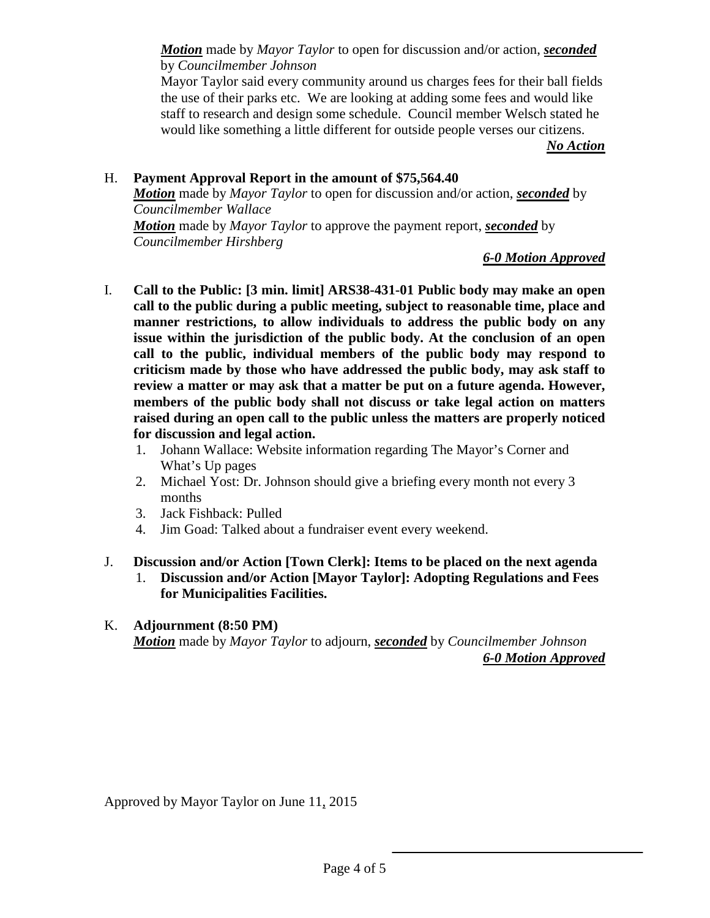***Motion*** made by *Mayor Taylor* to open for discussion and/or action, ***seconded*** by *Councilmember Johnson*

Mayor Taylor said every community around us charges fees for their ball fields the use of their parks etc. We are looking at adding some fees and would like staff to research and design some schedule. Council member Welsch stated he would like something a little different for outside people verses our citizens.

***No Action***

H. **Payment Approval Report in the amount of $75,564.40**

***Motion*** made by *Mayor Taylor* to open for discussion and/or action, ***seconded*** by *Councilmember Wallace*

***Motion*** made by *Mayor Taylor* to approve the payment report, ***seconded*** by *Councilmember Hirshberg*

***6-0 Motion Approved***

I. **Call to the Public: [3 min. limit] ARS38-431-01 Public body may make an open call to the public during a public meeting, subject to reasonable time, place and manner restrictions, to allow individuals to address the public body on any issue within the jurisdiction of the public body. At the conclusion of an open call to the public, individual members of the public body may respond to criticism made by those who have addressed the public body, may ask staff to review a matter or may ask that a matter be put on a future agenda. However, members of the public body shall not discuss or take legal action on matters raised during an open call to the public unless the matters are properly noticed for discussion and legal action.**

1. Johann Wallace: Website information regarding The Mayor's Corner and What's Up pages
2. Michael Yost: Dr. Johnson should give a briefing every month not every 3 months
3. Jack Fishback: Pulled
4. Jim Goad: Talked about a fundraiser event every weekend.

J. **Discussion and/or Action [Town Clerk]: Items to be placed on the next agenda**

1. **Discussion and/or Action [Mayor Taylor]: Adopting Regulations and Fees for Municipalities Facilities.**

K. **Adjournment (8:50 PM)**

***Motion*** made by *Mayor Taylor* to adjourn, ***seconded*** by *Councilmember Johnson*

***6-0 Motion Approved***

Approved by Mayor Taylor on June 11, 2015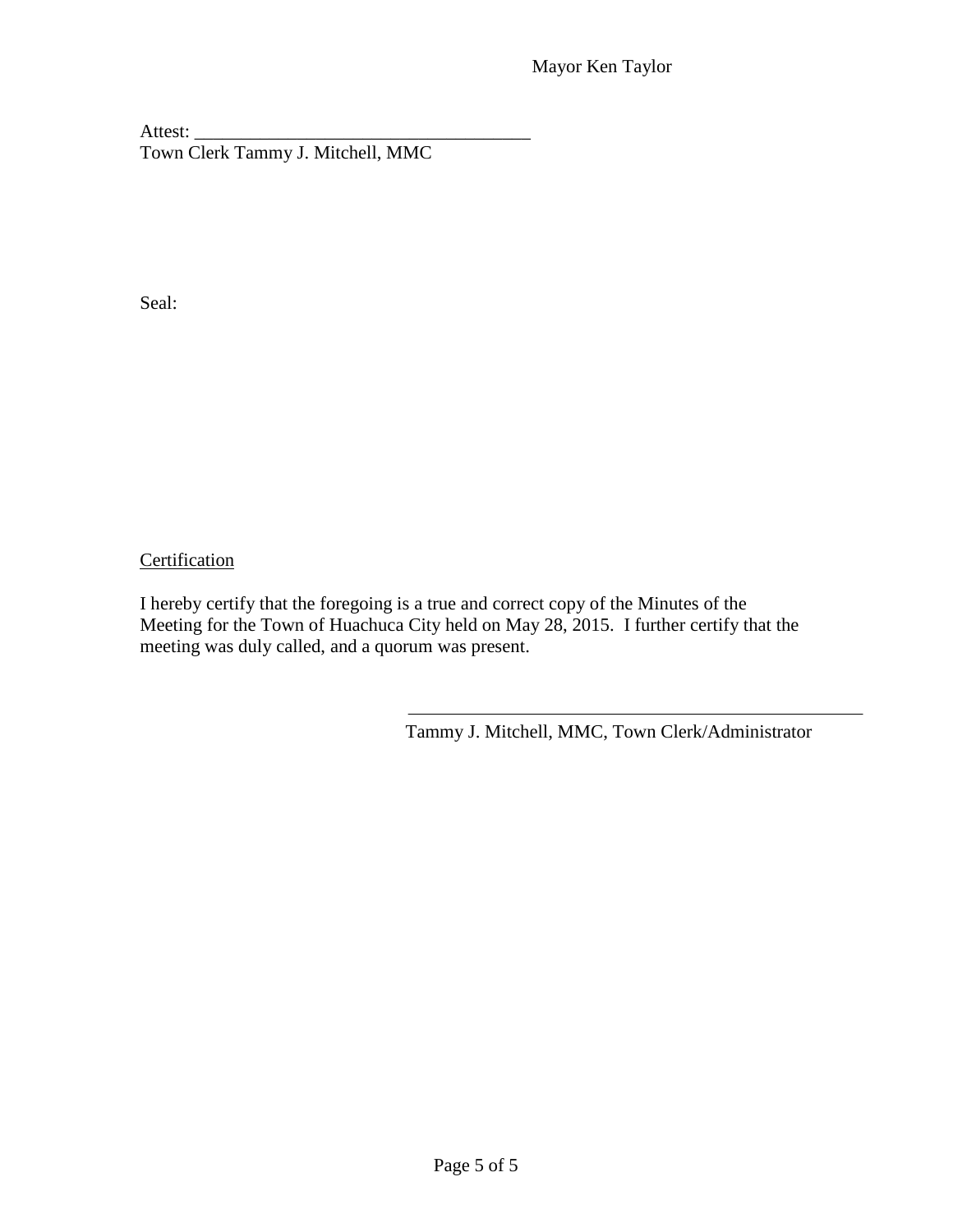Mayor Ken Taylor

Attest: ____________________________________
Town Clerk Tammy J. Mitchell, MMC

Seal:

Certification

I hereby certify that the foregoing is a true and correct copy of the Minutes of the Meeting for the Town of Huachuca City held on May 28, 2015. I further certify that the meeting was duly called, and a quorum was present.

_________________________________________________
Tammy J. Mitchell, MMC, Town Clerk/Administrator